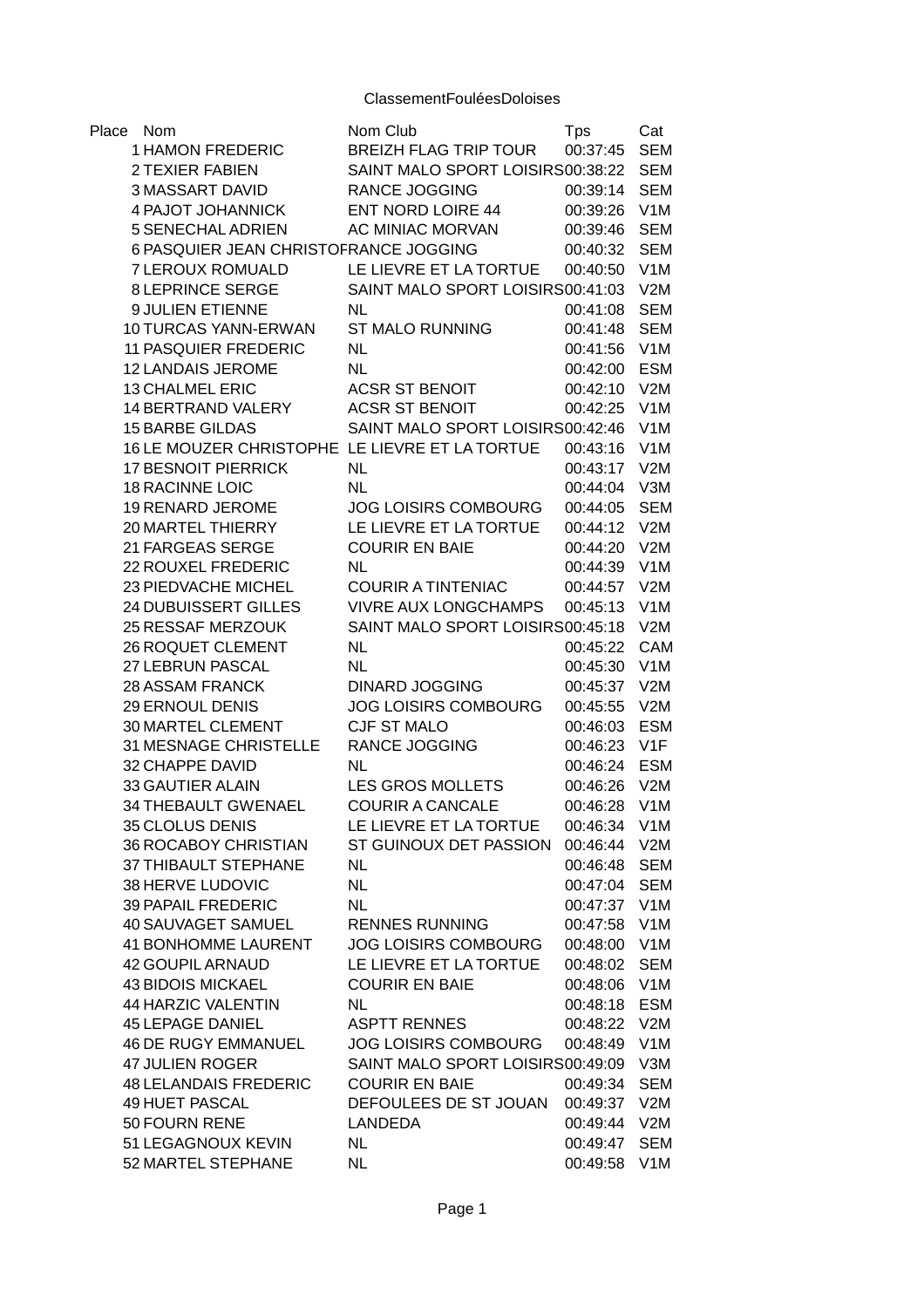# ClassementFouléesDoloises

| Place | Nom | Nom Club | Tps | Cat |
|---|---|---|---|---|
| 1 | HAMON FREDERIC | BREIZH FLAG TRIP TOUR | 00:37:45 | SEM |
| 2 | TEXIER FABIEN | SAINT MALO SPORT LOISIRS | 00:38:22 | SEM |
| 3 | MASSART DAVID | RANCE JOGGING | 00:39:14 | SEM |
| 4 | PAJOT JOHANNICK | ENT NORD LOIRE 44 | 00:39:26 | V1M |
| 5 | SENECHAL ADRIEN | AC MINIAC MORVAN | 00:39:46 | SEM |
| 6 | PASQUIER JEAN CHRISTOF | RANCE JOGGING | 00:40:32 | SEM |
| 7 | LEROUX ROMUALD | LE LIEVRE ET LA TORTUE | 00:40:50 | V1M |
| 8 | LEPRINCE SERGE | SAINT MALO SPORT LOISIRS | 00:41:03 | V2M |
| 9 | JULIEN ETIENNE | NL | 00:41:08 | SEM |
| 10 | TURCAS YANN-ERWAN | ST MALO RUNNING | 00:41:48 | SEM |
| 11 | PASQUIER FREDERIC | NL | 00:41:56 | V1M |
| 12 | LANDAIS JEROME | NL | 00:42:00 | ESM |
| 13 | CHALMEL ERIC | ACSR ST BENOIT | 00:42:10 | V2M |
| 14 | BERTRAND VALERY | ACSR ST BENOIT | 00:42:25 | V1M |
| 15 | BARBE GILDAS | SAINT MALO SPORT LOISIRS | 00:42:46 | V1M |
| 16 | LE MOUZER CHRISTOPHE | LE LIEVRE ET LA TORTUE | 00:43:16 | V1M |
| 17 | BESNOIT PIERRICK | NL | 00:43:17 | V2M |
| 18 | RACINNE LOIC | NL | 00:44:04 | V3M |
| 19 | RENARD JEROME | JOG LOISIRS COMBOURG | 00:44:05 | SEM |
| 20 | MARTEL THIERRY | LE LIEVRE ET LA TORTUE | 00:44:12 | V2M |
| 21 | FARGEAS SERGE | COURIR EN BAIE | 00:44:20 | V2M |
| 22 | ROUXEL FREDERIC | NL | 00:44:39 | V1M |
| 23 | PIEDVACHE MICHEL | COURIR A TINTENIAC | 00:44:57 | V2M |
| 24 | DUBUISSERT GILLES | VIVRE AUX LONGCHAMPS | 00:45:13 | V1M |
| 25 | RESSAF MERZOUK | SAINT MALO SPORT LOISIRS | 00:45:18 | V2M |
| 26 | ROQUET CLEMENT | NL | 00:45:22 | CAM |
| 27 | LEBRUN PASCAL | NL | 00:45:30 | V1M |
| 28 | ASSAM FRANCK | DINARD JOGGING | 00:45:37 | V2M |
| 29 | ERNOUL DENIS | JOG LOISIRS COMBOURG | 00:45:55 | V2M |
| 30 | MARTEL CLEMENT | CJF ST MALO | 00:46:03 | ESM |
| 31 | MESNAGE CHRISTELLE | RANCE JOGGING | 00:46:23 | V1F |
| 32 | CHAPPE DAVID | NL | 00:46:24 | ESM |
| 33 | GAUTIER ALAIN | LES GROS MOLLETS | 00:46:26 | V2M |
| 34 | THEBAULT GWENAEL | COURIR A CANCALE | 00:46:28 | V1M |
| 35 | CLOLUS DENIS | LE LIEVRE ET LA TORTUE | 00:46:34 | V1M |
| 36 | ROCABOY CHRISTIAN | ST GUINOUX DET PASSION | 00:46:44 | V2M |
| 37 | THIBAULT STEPHANE | NL | 00:46:48 | SEM |
| 38 | HERVE LUDOVIC | NL | 00:47:04 | SEM |
| 39 | PAPAIL FREDERIC | NL | 00:47:37 | V1M |
| 40 | SAUVAGET SAMUEL | RENNES RUNNING | 00:47:58 | V1M |
| 41 | BONHOMME LAURENT | JOG LOISIRS COMBOURG | 00:48:00 | V1M |
| 42 | GOUPIL ARNAUD | LE LIEVRE ET LA TORTUE | 00:48:02 | SEM |
| 43 | BIDOIS MICKAEL | COURIR EN BAIE | 00:48:06 | V1M |
| 44 | HARZIC VALENTIN | NL | 00:48:18 | ESM |
| 45 | LEPAGE DANIEL | ASPTT RENNES | 00:48:22 | V2M |
| 46 | DE RUGY EMMANUEL | JOG LOISIRS COMBOURG | 00:48:49 | V1M |
| 47 | JULIEN ROGER | SAINT MALO SPORT LOISIRS | 00:49:09 | V3M |
| 48 | LELANDAIS FREDERIC | COURIR EN BAIE | 00:49:34 | SEM |
| 49 | HUET PASCAL | DEFOULEES DE ST JOUAN | 00:49:37 | V2M |
| 50 | FOURN RENE | LANDEDA | 00:49:44 | V2M |
| 51 | LEGAGNOUX KEVIN | NL | 00:49:47 | SEM |
| 52 | MARTEL STEPHANE | NL | 00:49:58 | V1M |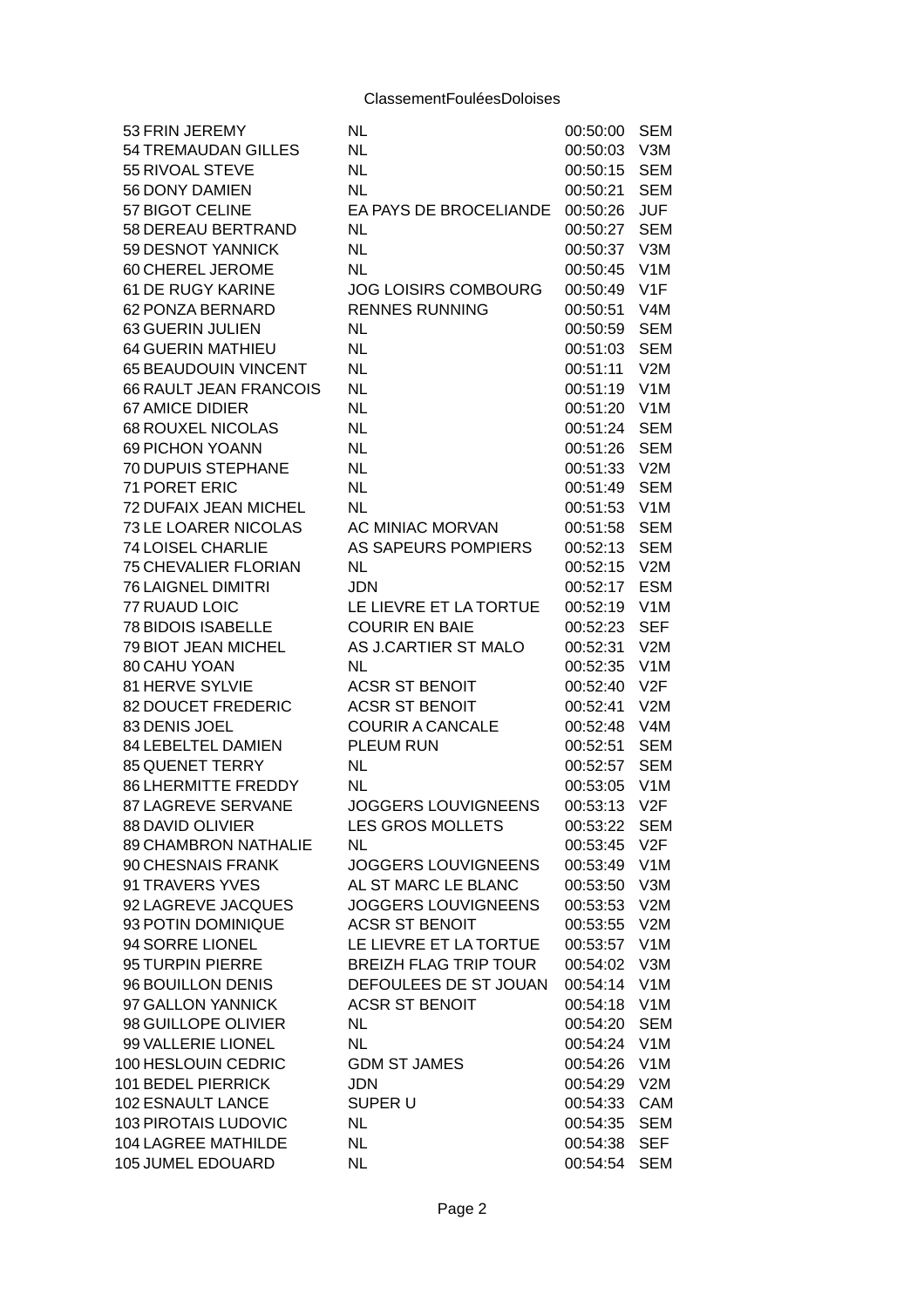| | | | | |
|---|---|---|---|---|
| 53 | FRIN JEREMY | NL | 00:50:00 | SEM |
| 54 | TREMAUDAN GILLES | NL | 00:50:03 | V3M |
| 55 | RIVOAL STEVE | NL | 00:50:15 | SEM |
| 56 | DONY DAMIEN | NL | 00:50:21 | SEM |
| 57 | BIGOT CELINE | EA PAYS DE BROCELIANDE | 00:50:26 | JUF |
| 58 | DEREAU BERTRAND | NL | 00:50:27 | SEM |
| 59 | DESNOT YANNICK | NL | 00:50:37 | V3M |
| 60 | CHEREL JEROME | NL | 00:50:45 | V1M |
| 61 | DE RUGY KARINE | JOG LOISIRS COMBOURG | 00:50:49 | V1F |
| 62 | PONZA BERNARD | RENNES RUNNING | 00:50:51 | V4M |
| 63 | GUERIN JULIEN | NL | 00:50:59 | SEM |
| 64 | GUERIN MATHIEU | NL | 00:51:03 | SEM |
| 65 | BEAUDOUIN VINCENT | NL | 00:51:11 | V2M |
| 66 | RAULT JEAN FRANCOIS | NL | 00:51:19 | V1M |
| 67 | AMICE DIDIER | NL | 00:51:20 | V1M |
| 68 | ROUXEL NICOLAS | NL | 00:51:24 | SEM |
| 69 | PICHON YOANN | NL | 00:51:26 | SEM |
| 70 | DUPUIS STEPHANE | NL | 00:51:33 | V2M |
| 71 | PORET ERIC | NL | 00:51:49 | SEM |
| 72 | DUFAIX JEAN MICHEL | NL | 00:51:53 | V1M |
| 73 | LE LOARER NICOLAS | AC MINIAC MORVAN | 00:51:58 | SEM |
| 74 | LOISEL CHARLIE | AS SAPEURS POMPIERS | 00:52:13 | SEM |
| 75 | CHEVALIER FLORIAN | NL | 00:52:15 | V2M |
| 76 | LAIGNEL DIMITRI | JDN | 00:52:17 | ESM |
| 77 | RUAUD LOIC | LE LIEVRE ET LA TORTUE | 00:52:19 | V1M |
| 78 | BIDOIS ISABELLE | COURIR EN BAIE | 00:52:23 | SEF |
| 79 | BIOT JEAN MICHEL | AS J.CARTIER ST MALO | 00:52:31 | V2M |
| 80 | CAHU YOAN | NL | 00:52:35 | V1M |
| 81 | HERVE SYLVIE | ACSR ST BENOIT | 00:52:40 | V2F |
| 82 | DOUCET FREDERIC | ACSR ST BENOIT | 00:52:41 | V2M |
| 83 | DENIS JOEL | COURIR A CANCALE | 00:52:48 | V4M |
| 84 | LEBELTEL DAMIEN | PLEUM RUN | 00:52:51 | SEM |
| 85 | QUENET TERRY | NL | 00:52:57 | SEM |
| 86 | LHERMITTE FREDDY | NL | 00:53:05 | V1M |
| 87 | LAGREVE SERVANE | JOGGERS LOUVIGNEENS | 00:53:13 | V2F |
| 88 | DAVID OLIVIER | LES GROS MOLLETS | 00:53:22 | SEM |
| 89 | CHAMBRON NATHALIE | NL | 00:53:45 | V2F |
| 90 | CHESNAIS FRANK | JOGGERS LOUVIGNEENS | 00:53:49 | V1M |
| 91 | TRAVERS YVES | AL ST MARC LE BLANC | 00:53:50 | V3M |
| 92 | LAGREVE JACQUES | JOGGERS LOUVIGNEENS | 00:53:53 | V2M |
| 93 | POTIN DOMINIQUE | ACSR ST BENOIT | 00:53:55 | V2M |
| 94 | SORRE LIONEL | LE LIEVRE ET LA TORTUE | 00:53:57 | V1M |
| 95 | TURPIN PIERRE | BREIZH FLAG TRIP TOUR | 00:54:02 | V3M |
| 96 | BOUILLON DENIS | DEFOULEES DE ST JOUAN | 00:54:14 | V1M |
| 97 | GALLON YANNICK | ACSR ST BENOIT | 00:54:18 | V1M |
| 98 | GUILLOPE OLIVIER | NL | 00:54:20 | SEM |
| 99 | VALLERIE LIONEL | NL | 00:54:24 | V1M |
| 100 | HESLOUIN CEDRIC | GDM ST JAMES | 00:54:26 | V1M |
| 101 | BEDEL PIERRICK | JDN | 00:54:29 | V2M |
| 102 | ESNAULT LANCE | SUPER U | 00:54:33 | CAM |
| 103 | PIROTAIS LUDOVIC | NL | 00:54:35 | SEM |
| 104 | LAGREE MATHILDE | NL | 00:54:38 | SEF |
| 105 | JUMEL EDOUARD | NL | 00:54:54 | SEM |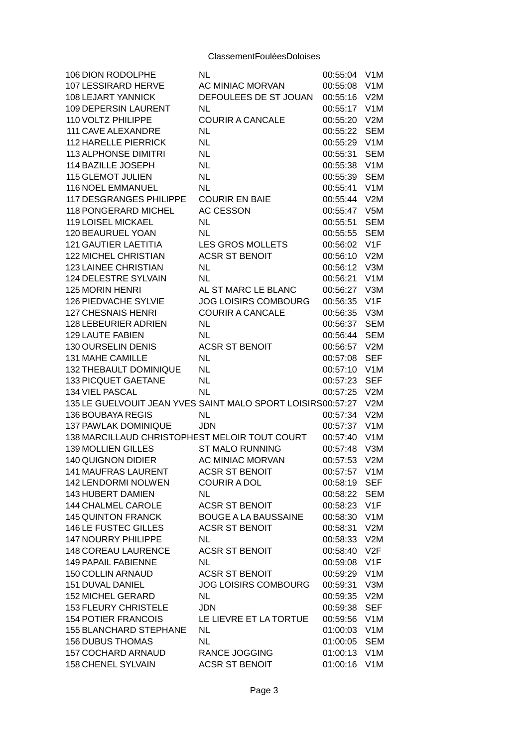ClassementFouléesDoloises

| | | | |
|---|---|---|---|
| 106 DION RODOLPHE | NL | 00:55:04 | V1M |
| 107 LESSIRARD HERVE | AC MINIAC MORVAN | 00:55:08 | V1M |
| 108 LEJART YANNICK | DEFOULEES DE ST JOUAN | 00:55:16 | V2M |
| 109 DEPERSIN LAURENT | NL | 00:55:17 | V1M |
| 110 VOLTZ PHILIPPE | COURIR A CANCALE | 00:55:20 | V2M |
| 111 CAVE ALEXANDRE | NL | 00:55:22 | SEM |
| 112 HARELLE PIERRICK | NL | 00:55:29 | V1M |
| 113 ALPHONSE DIMITRI | NL | 00:55:31 | SEM |
| 114 BAZILLE JOSEPH | NL | 00:55:38 | V1M |
| 115 GLEMOT JULIEN | NL | 00:55:39 | SEM |
| 116 NOEL EMMANUEL | NL | 00:55:41 | V1M |
| 117 DESGRANGES PHILIPPE | COURIR EN BAIE | 00:55:44 | V2M |
| 118 PONGERARD MICHEL | AC CESSON | 00:55:47 | V5M |
| 119 LOISEL MICKAEL | NL | 00:55:51 | SEM |
| 120 BEAURUEL YOAN | NL | 00:55:55 | SEM |
| 121 GAUTIER LAETITIA | LES GROS MOLLETS | 00:56:02 | V1F |
| 122 MICHEL CHRISTIAN | ACSR ST BENOIT | 00:56:10 | V2M |
| 123 LAINEE CHRISTIAN | NL | 00:56:12 | V3M |
| 124 DELESTRE SYLVAIN | NL | 00:56:21 | V1M |
| 125 MORIN HENRI | AL ST MARC LE BLANC | 00:56:27 | V3M |
| 126 PIEDVACHE SYLVIE | JOG LOISIRS COMBOURG | 00:56:35 | V1F |
| 127 CHESNAIS HENRI | COURIR A CANCALE | 00:56:35 | V3M |
| 128 LEBEURIER ADRIEN | NL | 00:56:37 | SEM |
| 129 LAUTE FABIEN | NL | 00:56:44 | SEM |
| 130 OURSELIN DENIS | ACSR ST BENOIT | 00:56:57 | V2M |
| 131 MAHE CAMILLE | NL | 00:57:08 | SEF |
| 132 THEBAULT DOMINIQUE | NL | 00:57:10 | V1M |
| 133 PICQUET GAETANE | NL | 00:57:23 | SEF |
| 134 VIEL PASCAL | NL | 00:57:25 | V2M |
| 135 LE GUELVOUIT JEAN YVES | SAINT MALO SPORT LOISIRS | 00:57:27 | V2M |
| 136 BOUBAYA REGIS | NL | 00:57:34 | V2M |
| 137 PAWLAK DOMINIQUE | JDN | 00:57:37 | V1M |
| 138 MARCILLAUD CHRISTOPHE | ST MELOIR TOUT COURT | 00:57:40 | V1M |
| 139 MOLLIEN GILLES | ST MALO RUNNING | 00:57:48 | V3M |
| 140 QUIGNON DIDIER | AC MINIAC MORVAN | 00:57:53 | V2M |
| 141 MAUFRAS LAURENT | ACSR ST BENOIT | 00:57:57 | V1M |
| 142 LENDORMI NOLWEN | COURIR A DOL | 00:58:19 | SEF |
| 143 HUBERT DAMIEN | NL | 00:58:22 | SEM |
| 144 CHALMEL CAROLE | ACSR ST BENOIT | 00:58:23 | V1F |
| 145 QUINTON FRANCK | BOUGE A LA BAUSSAINE | 00:58:30 | V1M |
| 146 LE FUSTEC GILLES | ACSR ST BENOIT | 00:58:31 | V2M |
| 147 NOURRY PHILIPPE | NL | 00:58:33 | V2M |
| 148 COREAU LAURENCE | ACSR ST BENOIT | 00:58:40 | V2F |
| 149 PAPAIL FABIENNE | NL | 00:59:08 | V1F |
| 150 COLLIN ARNAUD | ACSR ST BENOIT | 00:59:29 | V1M |
| 151 DUVAL DANIEL | JOG LOISIRS COMBOURG | 00:59:31 | V3M |
| 152 MICHEL GERARD | NL | 00:59:35 | V2M |
| 153 FLEURY CHRISTELE | JDN | 00:59:38 | SEF |
| 154 POTIER FRANCOIS | LE LIEVRE ET LA TORTUE | 00:59:56 | V1M |
| 155 BLANCHARD STEPHANE | NL | 01:00:03 | V1M |
| 156 DUBUS THOMAS | NL | 01:00:05 | SEM |
| 157 COCHARD ARNAUD | RANCE JOGGING | 01:00:13 | V1M |
| 158 CHENEL SYLVAIN | ACSR ST BENOIT | 01:00:16 | V1M |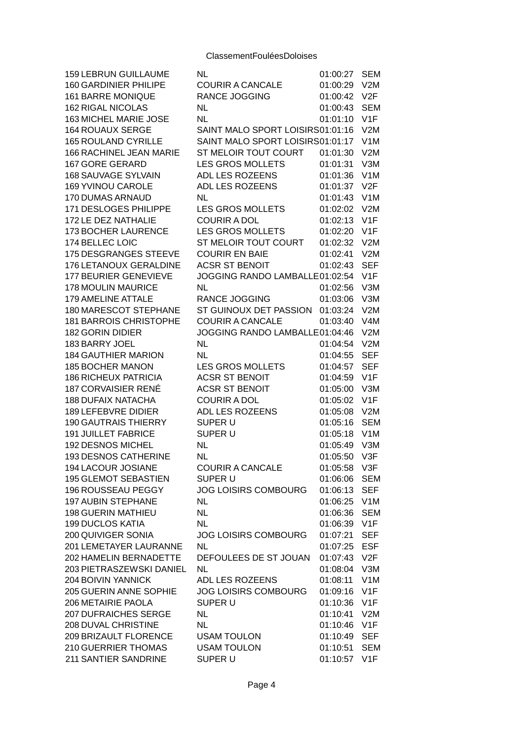ClassementFouléesDoloises

| | | | |
|---|---|---|---|
| 159 LEBRUN GUILLAUME | NL | 01:00:27 | SEM |
| 160 GARDINIER PHILIPE | COURIR A CANCALE | 01:00:29 | V2M |
| 161 BARRE MONIQUE | RANCE JOGGING | 01:00:42 | V2F |
| 162 RIGAL NICOLAS | NL | 01:00:43 | SEM |
| 163 MICHEL MARIE JOSE | NL | 01:01:10 | V1F |
| 164 ROUAUX SERGE | SAINT MALO SPORT LOISIRS | 01:01:16 | V2M |
| 165 ROULAND CYRILLE | SAINT MALO SPORT LOISIRS | 01:01:17 | V1M |
| 166 RACHINEL JEAN MARIE | ST MELOIR TOUT COURT | 01:01:30 | V2M |
| 167 GORE GERARD | LES GROS MOLLETS | 01:01:31 | V3M |
| 168 SAUVAGE SYLVAIN | ADL LES ROZEENS | 01:01:36 | V1M |
| 169 YVINOU CAROLE | ADL LES ROZEENS | 01:01:37 | V2F |
| 170 DUMAS ARNAUD | NL | 01:01:43 | V1M |
| 171 DESLOGES PHILIPPE | LES GROS MOLLETS | 01:02:02 | V2M |
| 172 LE DEZ NATHALIE | COURIR A DOL | 01:02:13 | V1F |
| 173 BOCHER LAURENCE | LES GROS MOLLETS | 01:02:20 | V1F |
| 174 BELLEC LOIC | ST MELOIR TOUT COURT | 01:02:32 | V2M |
| 175 DESGRANGES STEEVE | COURIR EN BAIE | 01:02:41 | V2M |
| 176 LETANOUX GERALDINE | ACSR ST BENOIT | 01:02:43 | SEF |
| 177 BEURIER GENEVIEVE | JOGGING RANDO LAMBALLE | 01:02:54 | V1F |
| 178 MOULIN MAURICE | NL | 01:02:56 | V3M |
| 179 AMELINE ATTALE | RANCE JOGGING | 01:03:06 | V3M |
| 180 MARESCOT STEPHANE | ST GUINOUX DET PASSION | 01:03:24 | V2M |
| 181 BARROIS CHRISTOPHE | COURIR A CANCALE | 01:03:40 | V4M |
| 182 GORIN DIDIER | JOGGING RANDO LAMBALLE | 01:04:46 | V2M |
| 183 BARRY JOEL | NL | 01:04:54 | V2M |
| 184 GAUTHIER MARION | NL | 01:04:55 | SEF |
| 185 BOCHER MANON | LES GROS MOLLETS | 01:04:57 | SEF |
| 186 RICHEUX PATRICIA | ACSR ST BENOIT | 01:04:59 | V1F |
| 187 CORVAISIER RENÉ | ACSR ST BENOIT | 01:05:00 | V3M |
| 188 DUFAIX NATACHA | COURIR A DOL | 01:05:02 | V1F |
| 189 LEFEBVRE DIDIER | ADL LES ROZEENS | 01:05:08 | V2M |
| 190 GAUTRAIS THIERRY | SUPER U | 01:05:16 | SEM |
| 191 JUILLET FABRICE | SUPER U | 01:05:18 | V1M |
| 192 DESNOS MICHEL | NL | 01:05:49 | V3M |
| 193 DESNOS CATHERINE | NL | 01:05:50 | V3F |
| 194 LACOUR JOSIANE | COURIR A CANCALE | 01:05:58 | V3F |
| 195 GLEMOT SEBASTIEN | SUPER U | 01:06:06 | SEM |
| 196 ROUSSEAU PEGGY | JOG LOISIRS COMBOURG | 01:06:13 | SEF |
| 197 AUBIN STEPHANE | NL | 01:06:25 | V1M |
| 198 GUERIN MATHIEU | NL | 01:06:36 | SEM |
| 199 DUCLOS KATIA | NL | 01:06:39 | V1F |
| 200 QUIVIGER SONIA | JOG LOISIRS COMBOURG | 01:07:21 | SEF |
| 201 LEMETAYER LAURANNE | NL | 01:07:25 | ESF |
| 202 HAMELIN BERNADETTE | DEFOULEES DE ST JOUAN | 01:07:43 | V2F |
| 203 PIETRASZEWSKI DANIEL | NL | 01:08:04 | V3M |
| 204 BOIVIN YANNICK | ADL LES ROZEENS | 01:08:11 | V1M |
| 205 GUERIN ANNE SOPHIE | JOG LOISIRS COMBOURG | 01:09:16 | V1F |
| 206 METAIRIE PAOLA | SUPER U | 01:10:36 | V1F |
| 207 DUFRAICHES SERGE | NL | 01:10:41 | V2M |
| 208 DUVAL CHRISTINE | NL | 01:10:46 | V1F |
| 209 BRIZAULT FLORENCE | USAM TOULON | 01:10:49 | SEF |
| 210 GUERRIER THOMAS | USAM TOULON | 01:10:51 | SEM |
| 211 SANTIER SANDRINE | SUPER U | 01:10:57 | V1F |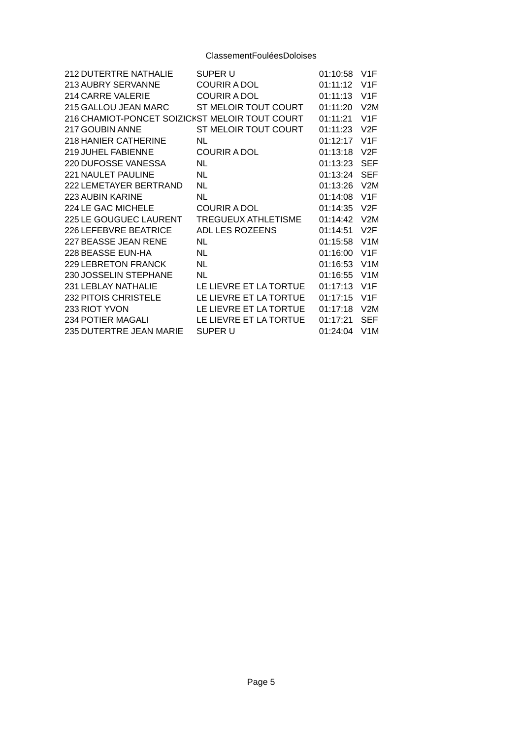| | | | | |
|---|---|---|---|---|
| 212 | DUTERTRE NATHALIE | SUPER U | 01:10:58 | V1F |
| 213 | AUBRY SERVANNE | COURIR A DOL | 01:11:12 | V1F |
| 214 | CARRE VALERIE | COURIR A DOL | 01:11:13 | V1F |
| 215 | GALLOU JEAN MARC | ST MELOIR TOUT COURT | 01:11:20 | V2M |
| 216 | CHAMIOT-PONCET SOIZICK | ST MELOIR TOUT COURT | 01:11:21 | V1F |
| 217 | GOUBIN ANNE | ST MELOIR TOUT COURT | 01:11:23 | V2F |
| 218 | HANIER CATHERINE | NL | 01:12:17 | V1F |
| 219 | JUHEL FABIENNE | COURIR A DOL | 01:13:18 | V2F |
| 220 | DUFOSSE VANESSA | NL | 01:13:23 | SEF |
| 221 | NAULET PAULINE | NL | 01:13:24 | SEF |
| 222 | LEMETAYER BERTRAND | NL | 01:13:26 | V2M |
| 223 | AUBIN KARINE | NL | 01:14:08 | V1F |
| 224 | LE GAC MICHELE | COURIR A DOL | 01:14:35 | V2F |
| 225 | LE GOUGUEC LAURENT | TREGUEUX ATHLETISME | 01:14:42 | V2M |
| 226 | LEFEBVRE BEATRICE | ADL LES ROZEENS | 01:14:51 | V2F |
| 227 | BEASSE JEAN RENE | NL | 01:15:58 | V1M |
| 228 | BEASSE EUN-HA | NL | 01:16:00 | V1F |
| 229 | LEBRETON FRANCK | NL | 01:16:53 | V1M |
| 230 | JOSSELIN STEPHANE | NL | 01:16:55 | V1M |
| 231 | LEBLAY NATHALIE | LE LIEVRE ET LA TORTUE | 01:17:13 | V1F |
| 232 | PITOIS CHRISTELE | LE LIEVRE ET LA TORTUE | 01:17:15 | V1F |
| 233 | RIOT YVON | LE LIEVRE ET LA TORTUE | 01:17:18 | V2M |
| 234 | POTIER MAGALI | LE LIEVRE ET LA TORTUE | 01:17:21 | SEF |
| 235 | DUTERTRE JEAN MARIE | SUPER U | 01:24:04 | V1M |